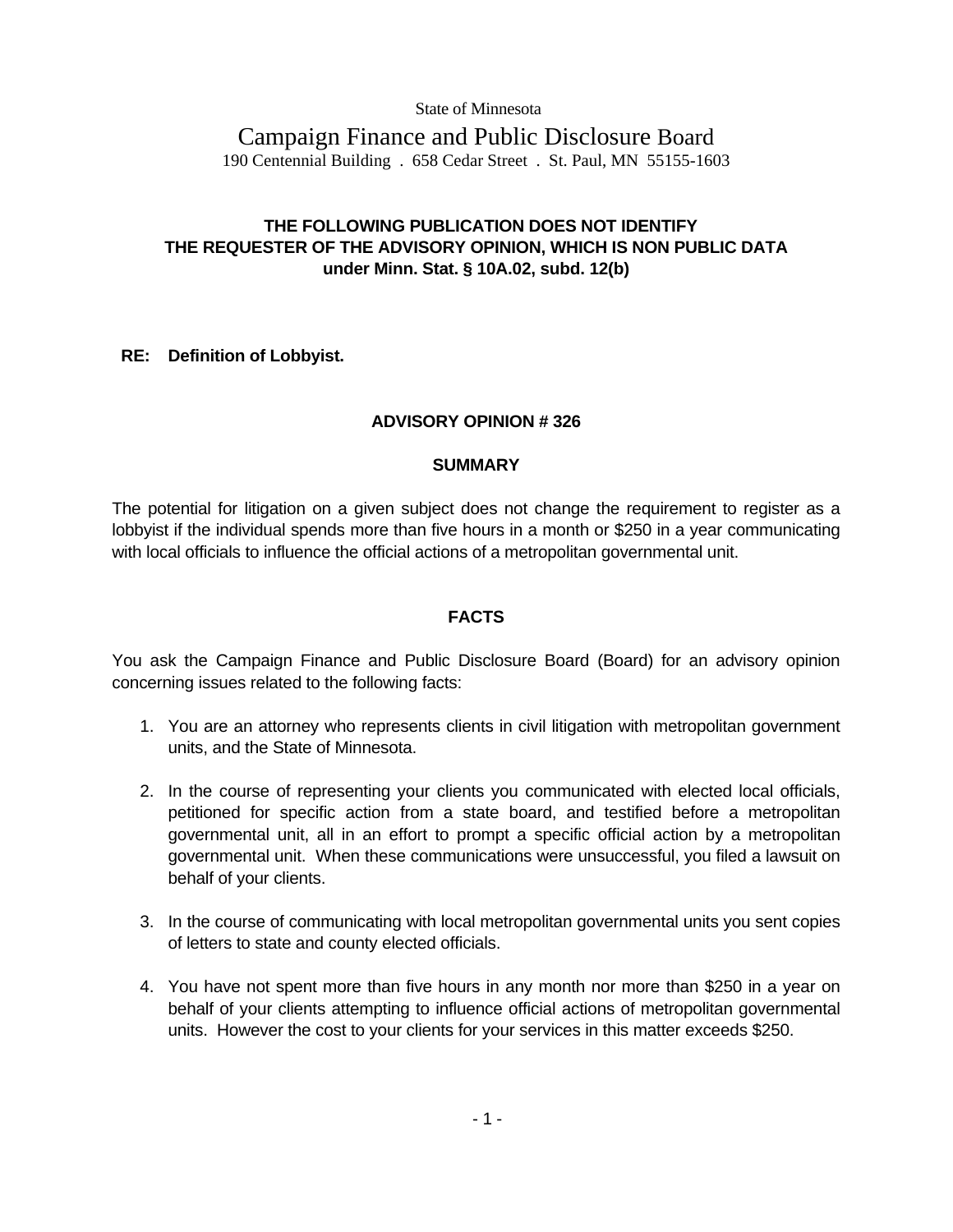State of Minnesota

# Campaign Finance and Public Disclosure Board

190 Centennial Building . 658 Cedar Street . St. Paul, MN 55155-1603

**THE FOLLOWING PUBLICATION DOES NOT IDENTIFY THE REQUESTER OF THE ADVISORY OPINION, WHICH IS NON PUBLIC DATA under Minn. Stat. § 10A.02, subd. 12(b)**

**RE: Definition of Lobbyist.**

## ADVISORY OPINION # 326

### SUMMARY

The potential for litigation on a given subject does not change the requirement to register as a lobbyist if the individual spends more than five hours in a month or $250 in a year communicating with local officials to influence the official actions of a metropolitan governmental unit.

### FACTS

You ask the Campaign Finance and Public Disclosure Board (Board) for an advisory opinion concerning issues related to the following facts:

1. You are an attorney who represents clients in civil litigation with metropolitan government units, and the State of Minnesota.
2. In the course of representing your clients you communicated with elected local officials, petitioned for specific action from a state board, and testified before a metropolitan governmental unit, all in an effort to prompt a specific official action by a metropolitan governmental unit. When these communications were unsuccessful, you filed a lawsuit on behalf of your clients.
3. In the course of communicating with local metropolitan governmental units you sent copies of letters to state and county elected officials.
4. You have not spent more than five hours in any month nor more than $250 in a year on behalf of your clients attempting to influence official actions of metropolitan governmental units. However the cost to your clients for your services in this matter exceeds $250.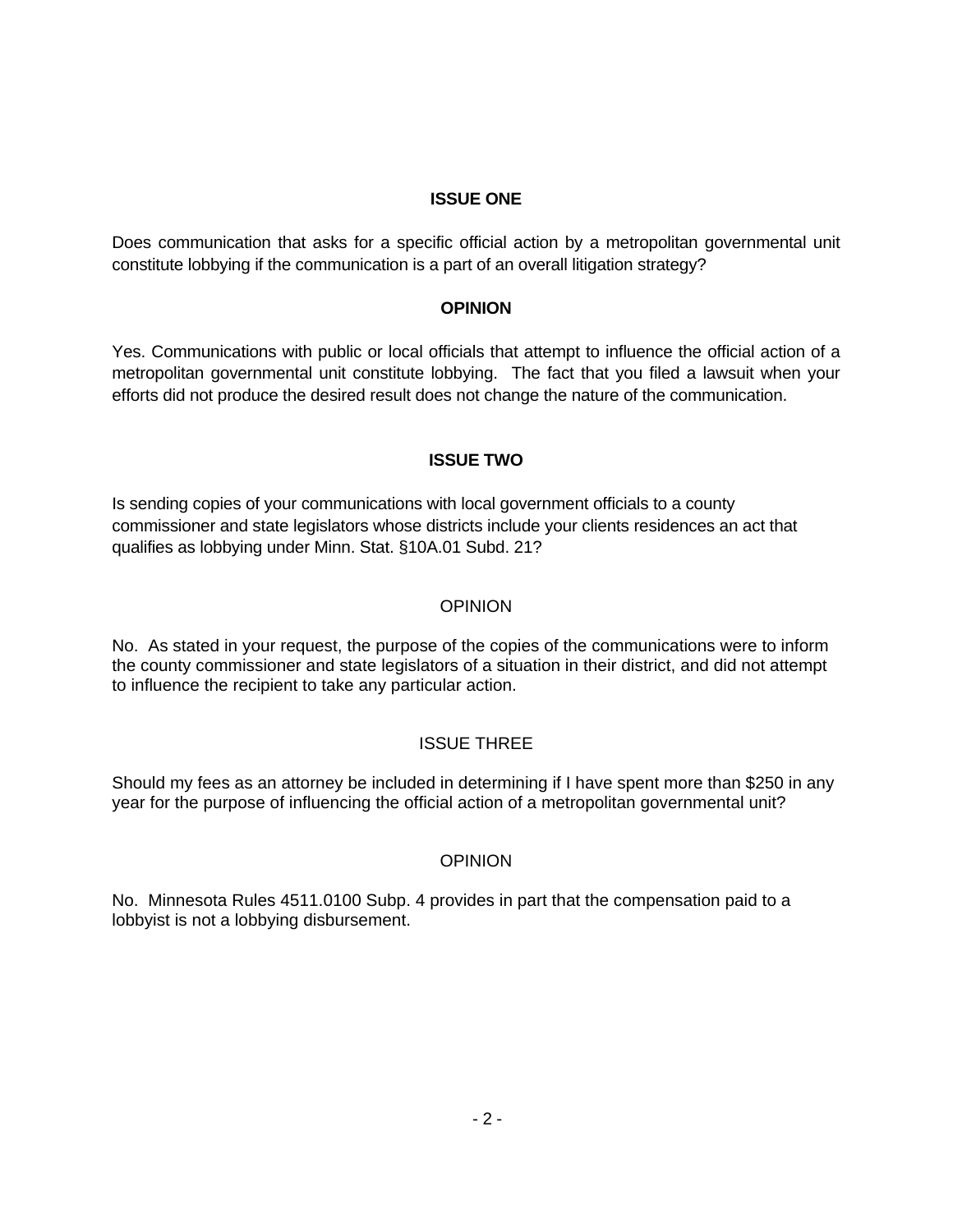**ISSUE ONE**

Does communication that asks for a specific official action by a metropolitan governmental unit constitute lobbying if the communication is a part of an overall litigation strategy?

**OPINION**

Yes. Communications with public or local officials that attempt to influence the official action of a metropolitan governmental unit constitute lobbying. The fact that you filed a lawsuit when your efforts did not produce the desired result does not change the nature of the communication.

**ISSUE TWO**

Is sending copies of your communications with local government officials to a county commissioner and state legislators whose districts include your clients residences an act that qualifies as lobbying under Minn. Stat. §10A.01 Subd. 21?

OPINION

No. As stated in your request, the purpose of the copies of the communications were to inform the county commissioner and state legislators of a situation in their district, and did not attempt to influence the recipient to take any particular action.

ISSUE THREE

Should my fees as an attorney be included in determining if I have spent more than $250 in any year for the purpose of influencing the official action of a metropolitan governmental unit?

OPINION

No. Minnesota Rules 4511.0100 Subp. 4 provides in part that the compensation paid to a lobbyist is not a lobbying disbursement.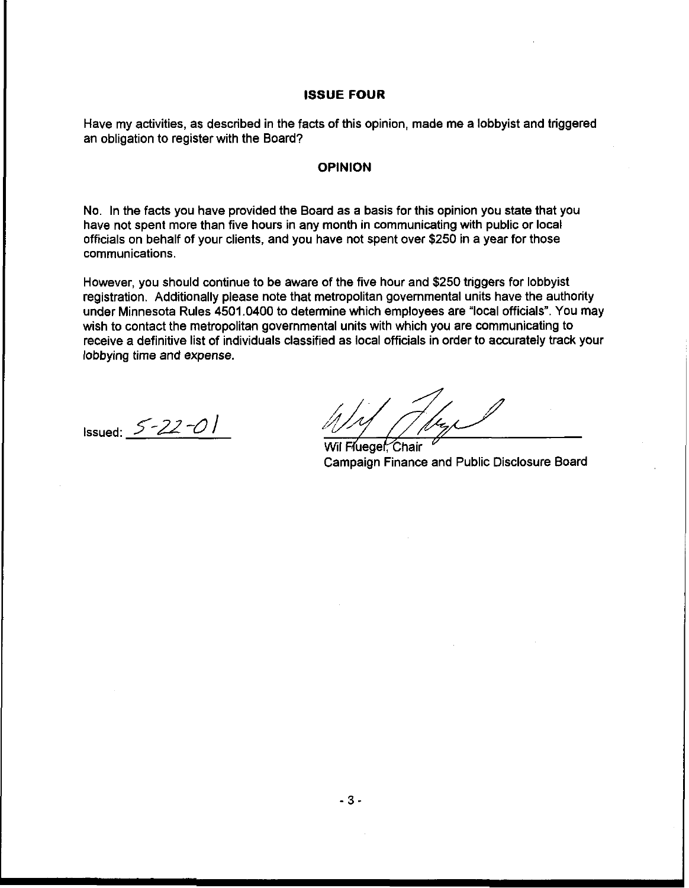## ISSUE FOUR

Have my activities, as described in the facts of this opinion, made me a lobbyist and triggered an obligation to register with the Board?

## OPINION

No. In the facts you have provided the Board as a basis for this opinion you state that you have not spent more than five hours in any month in communicating with public or local officials on behalf of your clients, and you have not spent over $250 in a year for those communications.

However, you should continue to be aware of the five hour and $250 triggers for lobbyist registration. Additionally please note that metropolitan governmental units have the authority under Minnesota Rules 4501.0400 to determine which employees are "local officials". You may wish to contact the metropolitan governmental units with which you are communicating to receive a definitive list of individuals classified as local officials in order to accurately track your lobbying time and expense.

Issued: 5-22-01

Wil Fluegel, Chair
Campaign Finance and Public Disclosure Board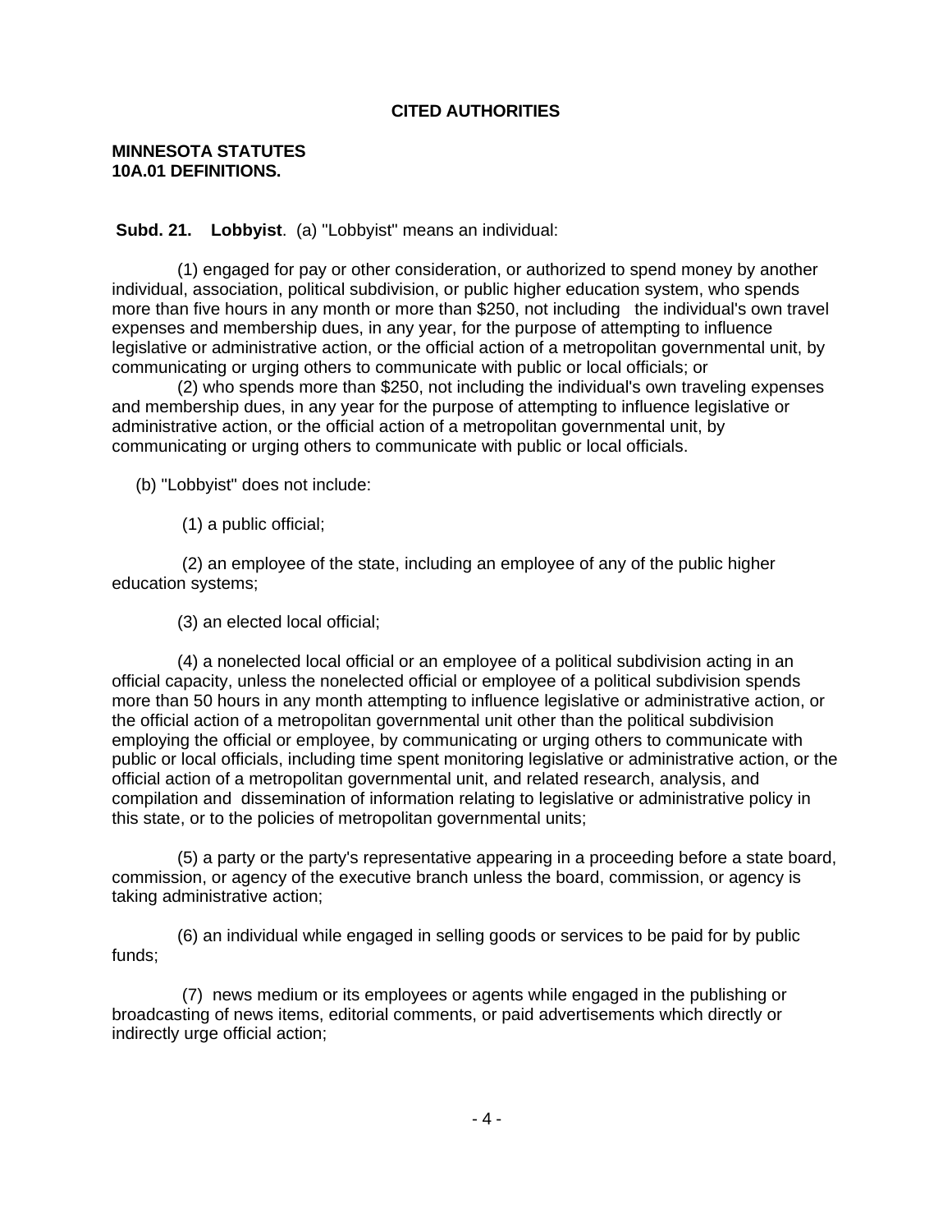**CITED AUTHORITIES**

**MINNESOTA STATUTES**
**10A.01 DEFINITIONS.**

**Subd. 21. Lobbyist**. (a) "Lobbyist" means an individual:

(1) engaged for pay or other consideration, or authorized to spend money by another individual, association, political subdivision, or public higher education system, who spends more than five hours in any month or more than $250, not including the individual's own travel expenses and membership dues, in any year, for the purpose of attempting to influence legislative or administrative action, or the official action of a metropolitan governmental unit, by communicating or urging others to communicate with public or local officials; or

(2) who spends more than $250, not including the individual's own traveling expenses and membership dues, in any year for the purpose of attempting to influence legislative or administrative action, or the official action of a metropolitan governmental unit, by communicating or urging others to communicate with public or local officials.

(b) "Lobbyist" does not include:

(1) a public official;

(2) an employee of the state, including an employee of any of the public higher education systems;

(3) an elected local official;

(4) a nonelected local official or an employee of a political subdivision acting in an official capacity, unless the nonelected official or employee of a political subdivision spends more than 50 hours in any month attempting to influence legislative or administrative action, or the official action of a metropolitan governmental unit other than the political subdivision employing the official or employee, by communicating or urging others to communicate with public or local officials, including time spent monitoring legislative or administrative action, or the official action of a metropolitan governmental unit, and related research, analysis, and compilation and dissemination of information relating to legislative or administrative policy in this state, or to the policies of metropolitan governmental units;

(5) a party or the party's representative appearing in a proceeding before a state board, commission, or agency of the executive branch unless the board, commission, or agency is taking administrative action;

(6) an individual while engaged in selling goods or services to be paid for by public funds;

(7) news medium or its employees or agents while engaged in the publishing or broadcasting of news items, editorial comments, or paid advertisements which directly or indirectly urge official action;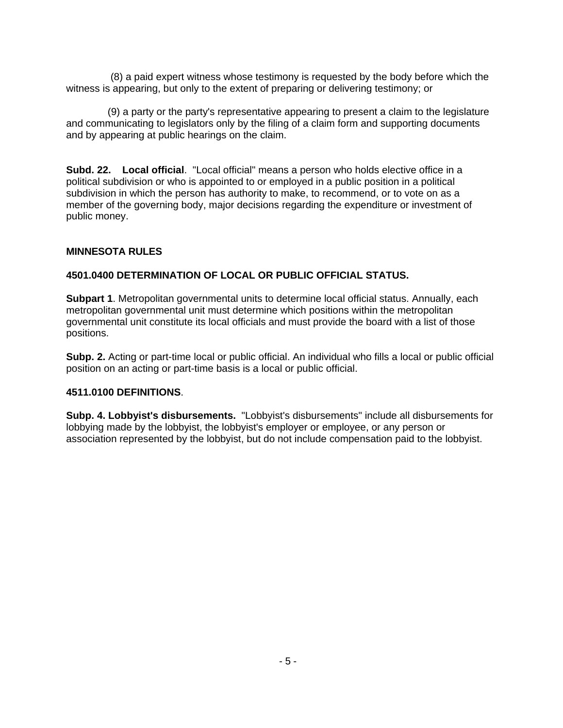(8) a paid expert witness whose testimony is requested by the body before which the witness is appearing, but only to the extent of preparing or delivering testimony; or

(9) a party or the party's representative appearing to present a claim to the legislature and communicating to legislators only by the filing of a claim form and supporting documents and by appearing at public hearings on the claim.

**Subd. 22. Local official**. "Local official" means a person who holds elective office in a political subdivision or who is appointed to or employed in a public position in a political subdivision in which the person has authority to make, to recommend, or to vote on as a member of the governing body, major decisions regarding the expenditure or investment of public money.

## MINNESOTA RULES

### 4501.0400 DETERMINATION OF LOCAL OR PUBLIC OFFICIAL STATUS.

**Subpart 1**. Metropolitan governmental units to determine local official status. Annually, each metropolitan governmental unit must determine which positions within the metropolitan governmental unit constitute its local officials and must provide the board with a list of those positions.

**Subp. 2.** Acting or part-time local or public official. An individual who fills a local or public official position on an acting or part-time basis is a local or public official.

### 4511.0100 DEFINITIONS.

**Subp. 4. Lobbyist's disbursements.** "Lobbyist's disbursements" include all disbursements for lobbying made by the lobbyist, the lobbyist's employer or employee, or any person or association represented by the lobbyist, but do not include compensation paid to the lobbyist.